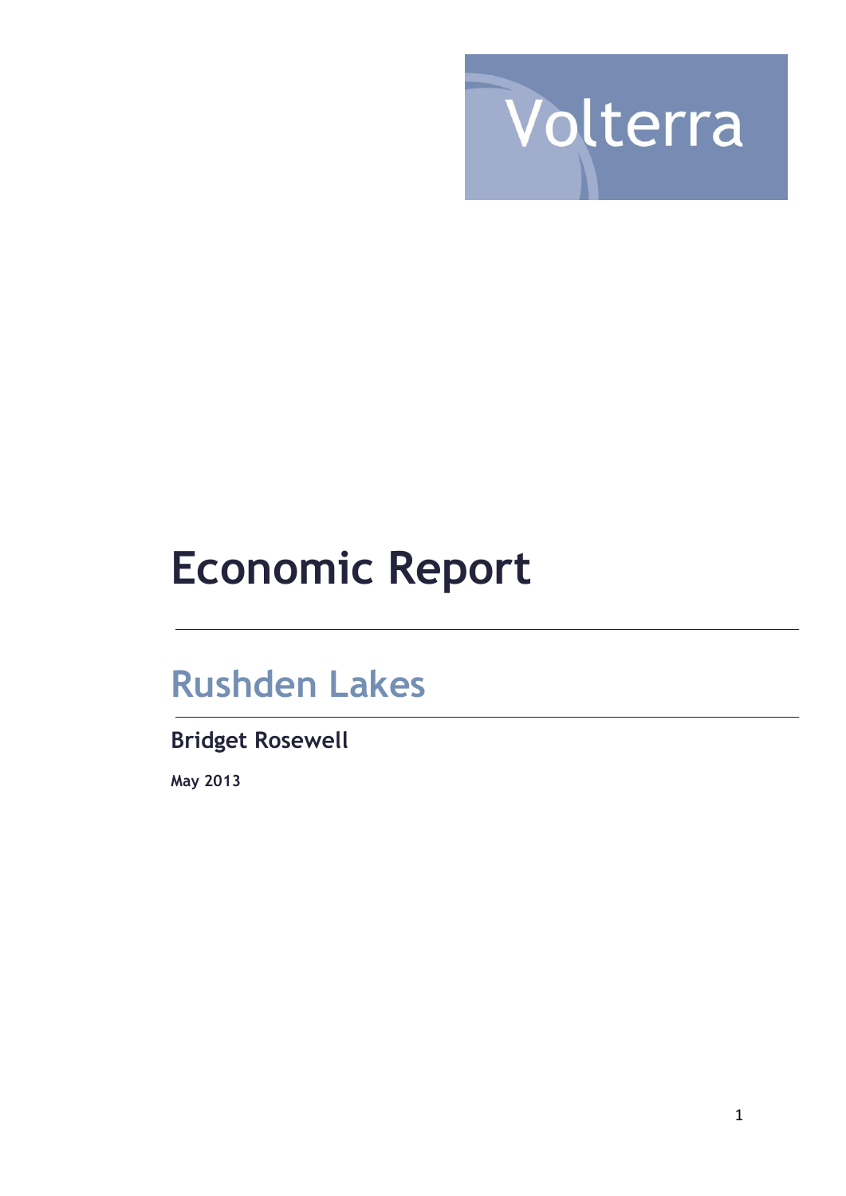Volterra

# Economic Report

## Rushden Lakes

**Bridget Rosewell**

**May 2013**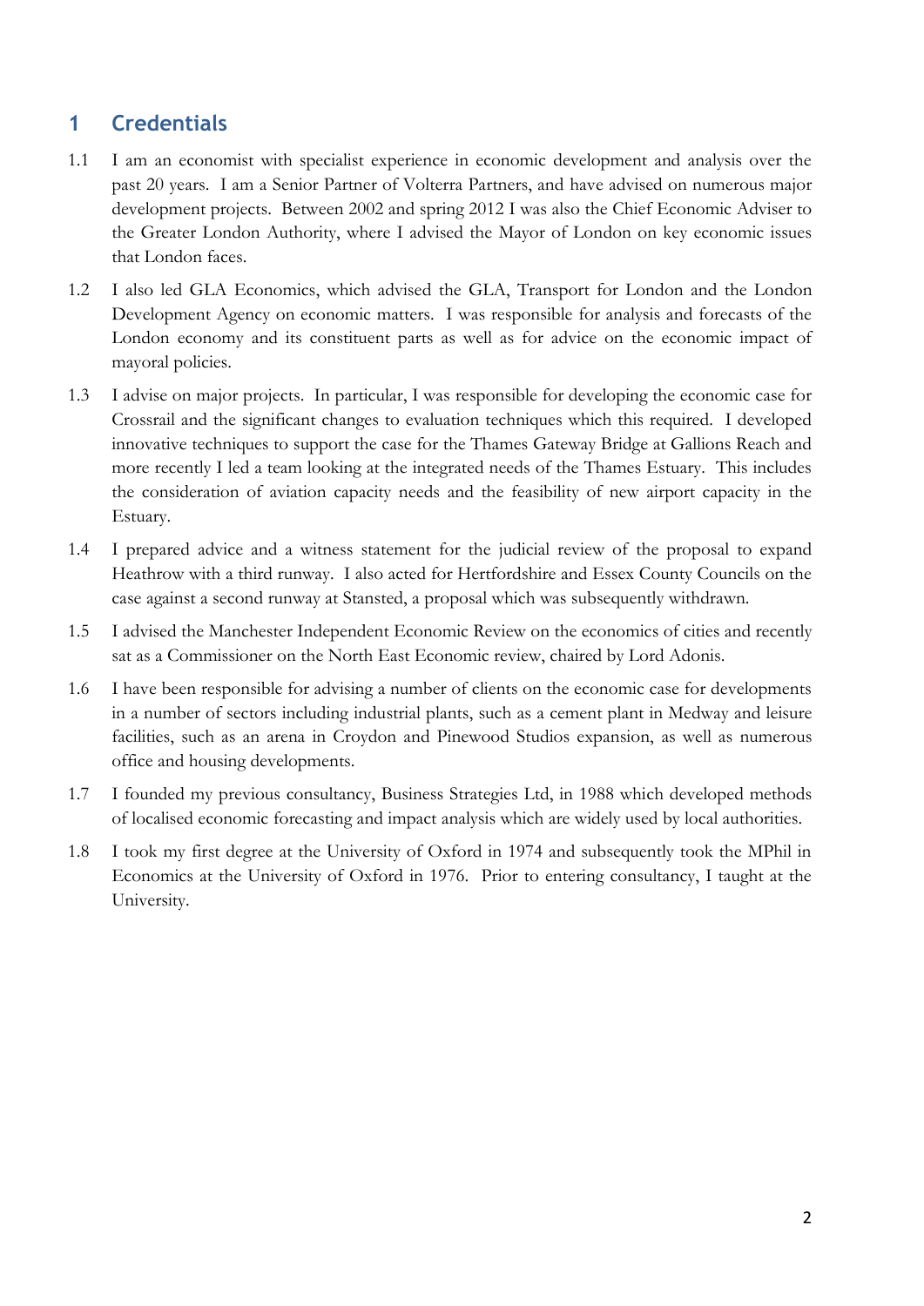# 1 Credentials

1.1 I am an economist with specialist experience in economic development and analysis over the past 20 years. I am a Senior Partner of Volterra Partners, and have advised on numerous major development projects. Between 2002 and spring 2012 I was also the Chief Economic Adviser to the Greater London Authority, where I advised the Mayor of London on key economic issues that London faces.

1.2 I also led GLA Economics, which advised the GLA, Transport for London and the London Development Agency on economic matters. I was responsible for analysis and forecasts of the London economy and its constituent parts as well as for advice on the economic impact of mayoral policies.

1.3 I advise on major projects. In particular, I was responsible for developing the economic case for Crossrail and the significant changes to evaluation techniques which this required. I developed innovative techniques to support the case for the Thames Gateway Bridge at Gallions Reach and more recently I led a team looking at the integrated needs of the Thames Estuary. This includes the consideration of aviation capacity needs and the feasibility of new airport capacity in the Estuary.

1.4 I prepared advice and a witness statement for the judicial review of the proposal to expand Heathrow with a third runway. I also acted for Hertfordshire and Essex County Councils on the case against a second runway at Stansted, a proposal which was subsequently withdrawn.

1.5 I advised the Manchester Independent Economic Review on the economics of cities and recently sat as a Commissioner on the North East Economic review, chaired by Lord Adonis.

1.6 I have been responsible for advising a number of clients on the economic case for developments in a number of sectors including industrial plants, such as a cement plant in Medway and leisure facilities, such as an arena in Croydon and Pinewood Studios expansion, as well as numerous office and housing developments.

1.7 I founded my previous consultancy, Business Strategies Ltd, in 1988 which developed methods of localised economic forecasting and impact analysis which are widely used by local authorities.

1.8 I took my first degree at the University of Oxford in 1974 and subsequently took the MPhil in Economics at the University of Oxford in 1976. Prior to entering consultancy, I taught at the University.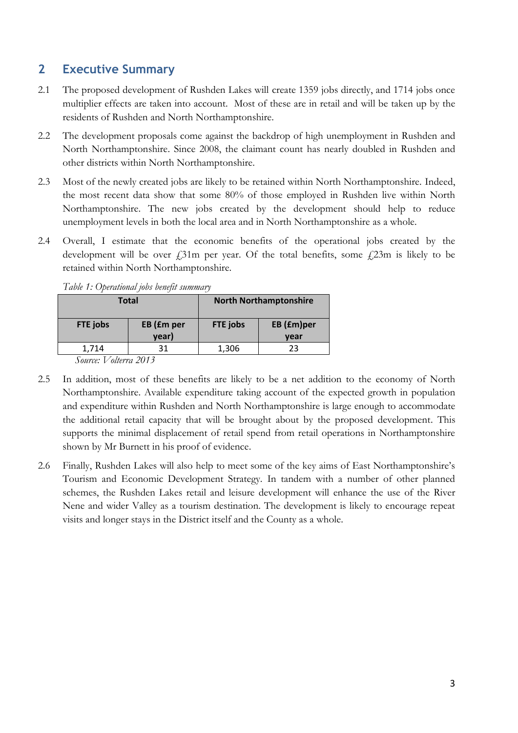## 2 Executive Summary

2.1 The proposed development of Rushden Lakes will create 1359 jobs directly, and 1714 jobs once multiplier effects are taken into account. Most of these are in retail and will be taken up by the residents of Rushden and North Northamptonshire.

2.2 The development proposals come against the backdrop of high unemployment in Rushden and North Northamptonshire. Since 2008, the claimant count has nearly doubled in Rushden and other districts within North Northamptonshire.

2.3 Most of the newly created jobs are likely to be retained within North Northamptonshire. Indeed, the most recent data show that some 80% of those employed in Rushden live within North Northamptonshire. The new jobs created by the development should help to reduce unemployment levels in both the local area and in North Northamptonshire as a whole.

2.4 Overall, I estimate that the economic benefits of the operational jobs created by the development will be over £31m per year. Of the total benefits, some £23m is likely to be retained within North Northamptonshire.

*Table 1: Operational jobs benefit summary*

| Total | | North Northamptonshire | |
|---|---|---|---|
| FTE jobs | EB (£m per year) | FTE jobs | EB (£m)per year |
| 1,714 | 31 | 1,306 | 23 |

*Source: Volterra 2013*

2.5 In addition, most of these benefits are likely to be a net addition to the economy of North Northamptonshire. Available expenditure taking account of the expected growth in population and expenditure within Rushden and North Northamptonshire is large enough to accommodate the additional retail capacity that will be brought about by the proposed development. This supports the minimal displacement of retail spend from retail operations in Northamptonshire shown by Mr Burnett in his proof of evidence.

2.6 Finally, Rushden Lakes will also help to meet some of the key aims of East Northamptonshire's Tourism and Economic Development Strategy. In tandem with a number of other planned schemes, the Rushden Lakes retail and leisure development will enhance the use of the River Nene and wider Valley as a tourism destination. The development is likely to encourage repeat visits and longer stays in the District itself and the County as a whole.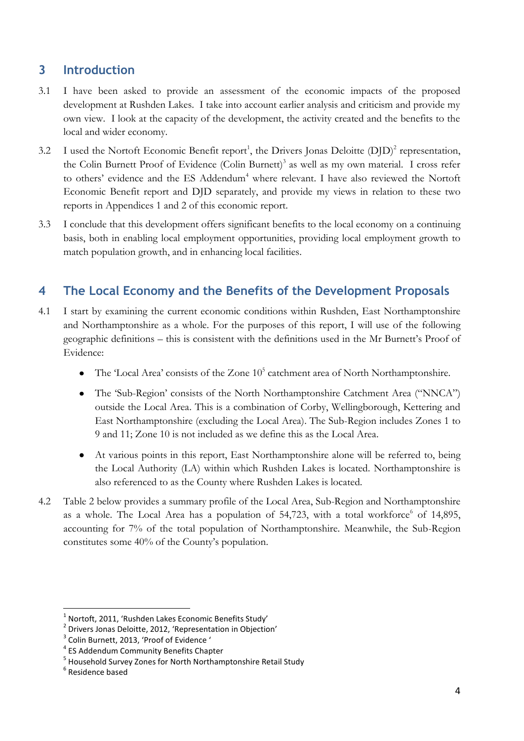## 3 Introduction

3.1 I have been asked to provide an assessment of the economic impacts of the proposed development at Rushden Lakes. I take into account earlier analysis and criticism and provide my own view. I look at the capacity of the development, the activity created and the benefits to the local and wider economy.

3.2 I used the Nortoft Economic Benefit report[1], the Drivers Jonas Deloitte (DJD)[2] representation, the Colin Burnett Proof of Evidence (Colin Burnett)[3] as well as my own material. I cross refer to others' evidence and the ES Addendum[4] where relevant. I have also reviewed the Nortoft Economic Benefit report and DJD separately, and provide my views in relation to these two reports in Appendices 1 and 2 of this economic report.

3.3 I conclude that this development offers significant benefits to the local economy on a continuing basis, both in enabling local employment opportunities, providing local employment growth to match population growth, and in enhancing local facilities.

## 4 The Local Economy and the Benefits of the Development Proposals

4.1 I start by examining the current economic conditions within Rushden, East Northamptonshire and Northamptonshire as a whole. For the purposes of this report, I will use of the following geographic definitions – this is consistent with the definitions used in the Mr Burnett's Proof of Evidence:

- The 'Local Area' consists of the Zone 10[5] catchment area of North Northamptonshire.
- The 'Sub-Region' consists of the North Northamptonshire Catchment Area ("NNCA") outside the Local Area. This is a combination of Corby, Wellingborough, Kettering and East Northamptonshire (excluding the Local Area). The Sub-Region includes Zones 1 to 9 and 11; Zone 10 is not included as we define this as the Local Area.
- At various points in this report, East Northamptonshire alone will be referred to, being the Local Authority (LA) within which Rushden Lakes is located. Northamptonshire is also referenced to as the County where Rushden Lakes is located.

4.2 Table 2 below provides a summary profile of the Local Area, Sub-Region and Northamptonshire as a whole. The Local Area has a population of 54,723, with a total workforce[6] of 14,895, accounting for 7% of the total population of Northamptonshire. Meanwhile, the Sub-Region constitutes some 40% of the County's population.

---

[1] Nortoft, 2011, 'Rushden Lakes Economic Benefits Study'
[2] Drivers Jonas Deloitte, 2012, 'Representation in Objection'
[3] Colin Burnett, 2013, 'Proof of Evidence '
[4] ES Addendum Community Benefits Chapter
[5] Household Survey Zones for North Northamptonshire Retail Study
[6] Residence based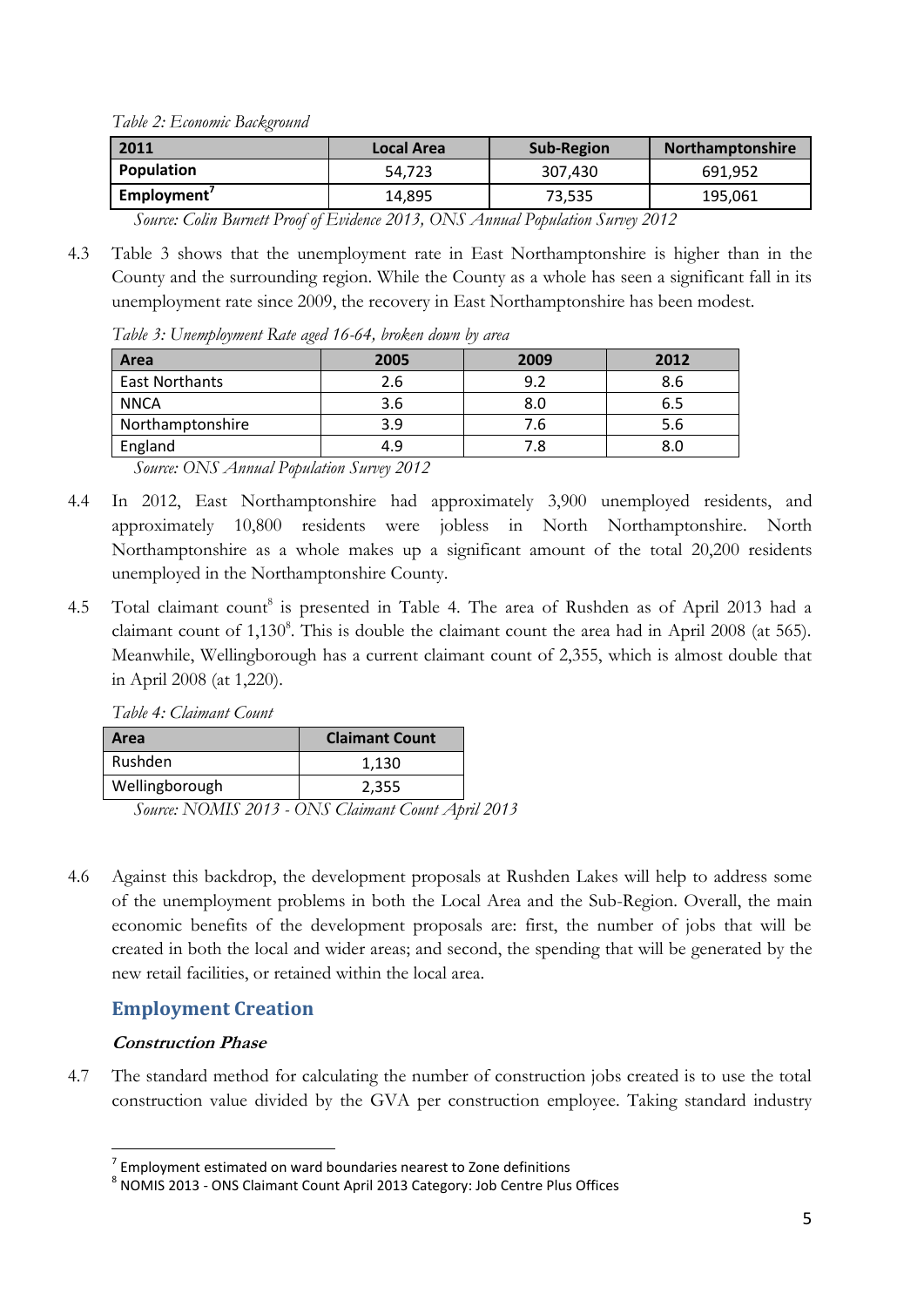*Table 2: Economic Background*

| 2011 | Local Area | Sub-Region | Northamptonshire |
|---|---|---|---|
| **Population** | 54,723 | 307,430 | 691,952 |
| **Employment**[7] | 14,895 | 73,535 | 195,061 |

*Source: Colin Burnett Proof of Evidence 2013, ONS Annual Population Survey 2012*

4.3 Table 3 shows that the unemployment rate in East Northamptonshire is higher than in the County and the surrounding region. While the County as a whole has seen a significant fall in its unemployment rate since 2009, the recovery in East Northamptonshire has been modest.

*Table 3: Unemployment Rate aged 16-64, broken down by area*

| Area | 2005 | 2009 | 2012 |
|---|---|---|---|
| East Northants | 2.6 | 9.2 | 8.6 |
| NNCA | 3.6 | 8.0 | 6.5 |
| Northamptonshire | 3.9 | 7.6 | 5.6 |
| England | 4.9 | 7.8 | 8.0 |

*Source: ONS Annual Population Survey 2012*

4.4 In 2012, East Northamptonshire had approximately 3,900 unemployed residents, and approximately 10,800 residents were jobless in North Northamptonshire. North Northamptonshire as a whole makes up a significant amount of the total 20,200 residents unemployed in the Northamptonshire County.

4.5 Total claimant count[8] is presented in Table 4. The area of Rushden as of April 2013 had a claimant count of 1,130[8]. This is double the claimant count the area had in April 2008 (at 565). Meanwhile, Wellingborough has a current claimant count of 2,355, which is almost double that in April 2008 (at 1,220).

*Table 4: Claimant Count*

| Area | Claimant Count |
|---|---|
| Rushden | 1,130 |
| Wellingborough | 2,355 |

*Source: NOMIS 2013 - ONS Claimant Count April 2013*

4.6 Against this backdrop, the development proposals at Rushden Lakes will help to address some of the unemployment problems in both the Local Area and the Sub-Region. Overall, the main economic benefits of the development proposals are: first, the number of jobs that will be created in both the local and wider areas; and second, the spending that will be generated by the new retail facilities, or retained within the local area.

## Employment Creation

### *Construction Phase*

4.7 The standard method for calculating the number of construction jobs created is to use the total construction value divided by the GVA per construction employee. Taking standard industry

---

[7] Employment estimated on ward boundaries nearest to Zone definitions

[8] NOMIS 2013 - ONS Claimant Count April 2013 Category: Job Centre Plus Offices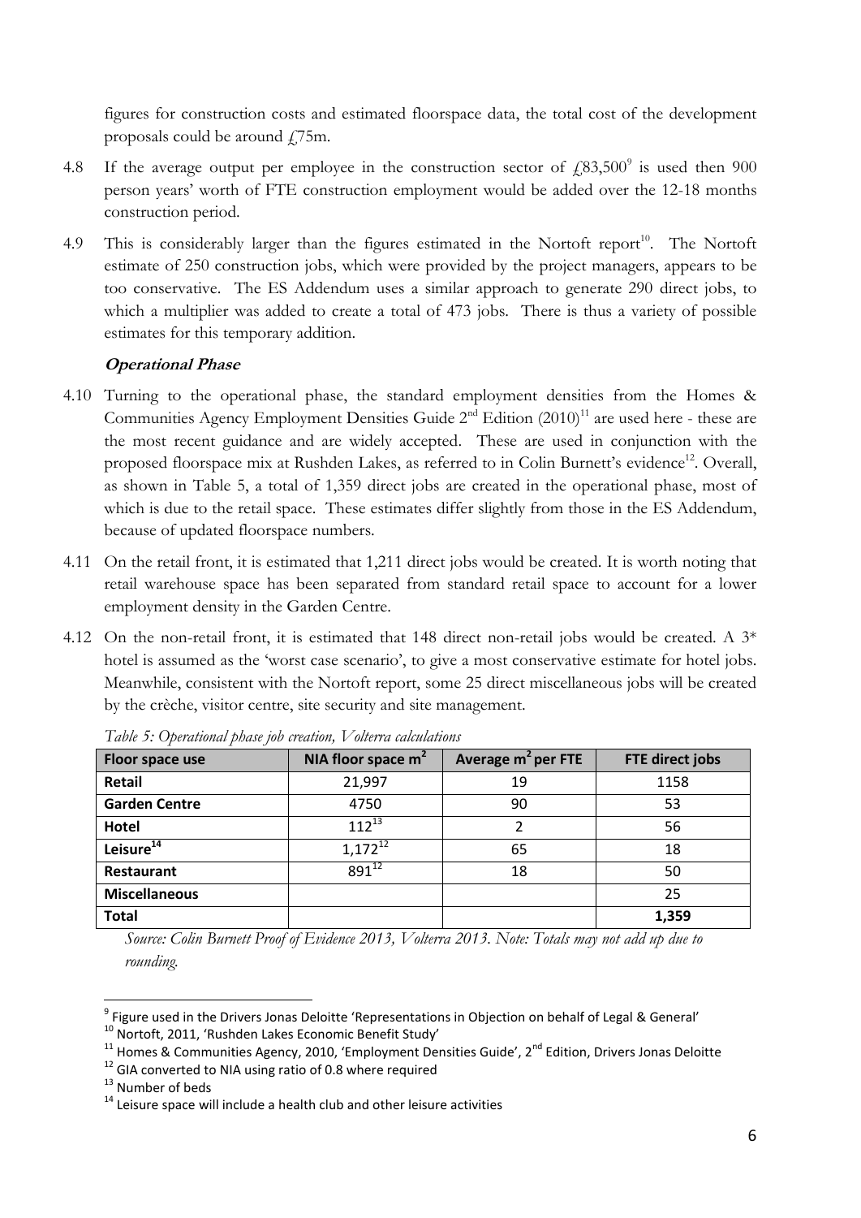figures for construction costs and estimated floorspace data, the total cost of the development proposals could be around £75m.

4.8 If the average output per employee in the construction sector of £83,500[9] is used then 900 person years' worth of FTE construction employment would be added over the 12-18 months construction period.

4.9 This is considerably larger than the figures estimated in the Nortoft report[10]. The Nortoft estimate of 250 construction jobs, which were provided by the project managers, appears to be too conservative. The ES Addendum uses a similar approach to generate 290 direct jobs, to which a multiplier was added to create a total of 473 jobs. There is thus a variety of possible estimates for this temporary addition.

### *Operational Phase*

4.10 Turning to the operational phase, the standard employment densities from the Homes & Communities Agency Employment Densities Guide 2nd Edition (2010)[11] are used here - these are the most recent guidance and are widely accepted. These are used in conjunction with the proposed floorspace mix at Rushden Lakes, as referred to in Colin Burnett's evidence[12]. Overall, as shown in Table 5, a total of 1,359 direct jobs are created in the operational phase, most of which is due to the retail space. These estimates differ slightly from those in the ES Addendum, because of updated floorspace numbers.

4.11 On the retail front, it is estimated that 1,211 direct jobs would be created. It is worth noting that retail warehouse space has been separated from standard retail space to account for a lower employment density in the Garden Centre.

4.12 On the non-retail front, it is estimated that 148 direct non-retail jobs would be created. A 3* hotel is assumed as the 'worst case scenario', to give a most conservative estimate for hotel jobs. Meanwhile, consistent with the Nortoft report, some 25 direct miscellaneous jobs will be created by the crèche, visitor centre, site security and site management.

*Table 5: Operational phase job creation, Volterra calculations*

| Floor space use | NIA floor space $m^2$ | Average $m^2$ per FTE | FTE direct jobs |
|---|---|---|---|
| **Retail** | 21,997 | 19 | 1158 |
| **Garden Centre** | 4750 | 90 | 53 |
| **Hotel** | 112[13] | 2 | 56 |
| **Leisure[14]** | 1,172[12] | 65 | 18 |
| **Restaurant** | 891[12] | 18 | 50 |
| **Miscellaneous** | | | 25 |
| **Total** | | | **1,359** |

*Source: Colin Burnett Proof of Evidence 2013, Volterra 2013. Note: Totals may not add up due to rounding.*

---

[9] Figure used in the Drivers Jonas Deloitte 'Representations in Objection on behalf of Legal & General'

[10] Nortoft, 2011, 'Rushden Lakes Economic Benefit Study'

[11] Homes & Communities Agency, 2010, 'Employment Densities Guide', 2nd Edition, Drivers Jonas Deloitte

[12] GIA converted to NIA using ratio of 0.8 where required

[13] Number of beds

[14] Leisure space will include a health club and other leisure activities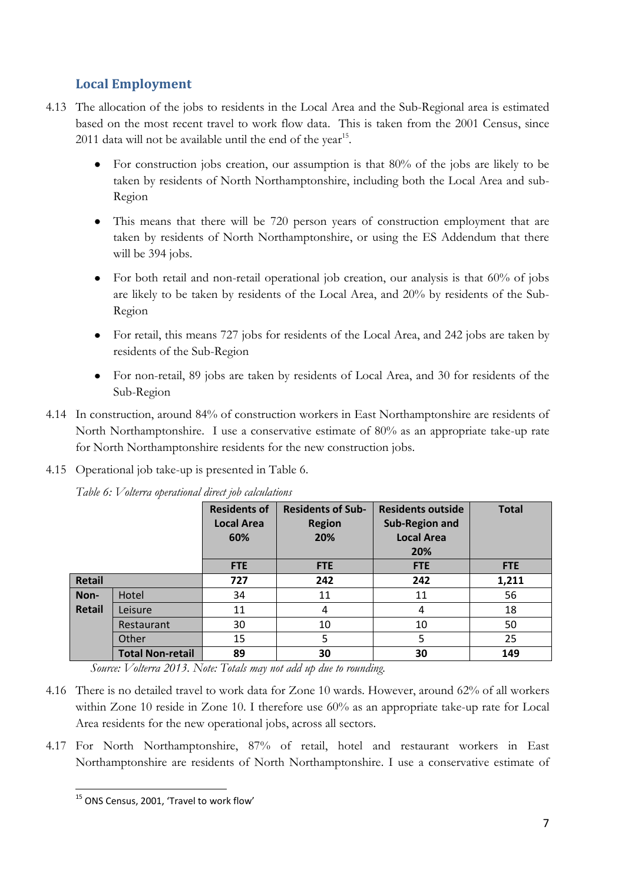## Local Employment

4.13 The allocation of the jobs to residents in the Local Area and the Sub-Regional area is estimated based on the most recent travel to work flow data. This is taken from the 2001 Census, since 2011 data will not be available until the end of the year[15].

- For construction jobs creation, our assumption is that 80% of the jobs are likely to be taken by residents of North Northamptonshire, including both the Local Area and sub-Region
- This means that there will be 720 person years of construction employment that are taken by residents of North Northamptonshire, or using the ES Addendum that there will be 394 jobs.
- For both retail and non-retail operational job creation, our analysis is that 60% of jobs are likely to be taken by residents of the Local Area, and 20% by residents of the Sub-Region
- For retail, this means 727 jobs for residents of the Local Area, and 242 jobs are taken by residents of the Sub-Region
- For non-retail, 89 jobs are taken by residents of Local Area, and 30 for residents of the Sub-Region

4.14 In construction, around 84% of construction workers in East Northamptonshire are residents of North Northamptonshire. I use a conservative estimate of 80% as an appropriate take-up rate for North Northamptonshire residents for the new construction jobs.

4.15 Operational job take-up is presented in Table 6.

*Table 6: Volterra operational direct job calculations*

| | | Residents of Local Area 60% | Residents of Sub-Region 20% | Residents outside Sub-Region and Local Area 20% | Total |
|---|---|---|---|---|---|
| | | FTE | FTE | FTE | FTE |
| **Retail** | | **727** | **242** | **242** | **1,211** |
| **Non-Retail** | Hotel | 34 | 11 | 11 | 56 |
| | Leisure | 11 | 4 | 4 | 18 |
| | Restaurant | 30 | 10 | 10 | 50 |
| | Other | 15 | 5 | 5 | 25 |
| | **Total Non-retail** | **89** | **30** | **30** | **149** |

*Source: Volterra 2013. Note: Totals may not add up due to rounding.*

4.16 There is no detailed travel to work data for Zone 10 wards. However, around 62% of all workers within Zone 10 reside in Zone 10. I therefore use 60% as an appropriate take-up rate for Local Area residents for the new operational jobs, across all sectors.

4.17 For North Northamptonshire, 87% of retail, hotel and restaurant workers in East Northamptonshire are residents of North Northamptonshire. I use a conservative estimate of

[15] ONS Census, 2001, 'Travel to work flow'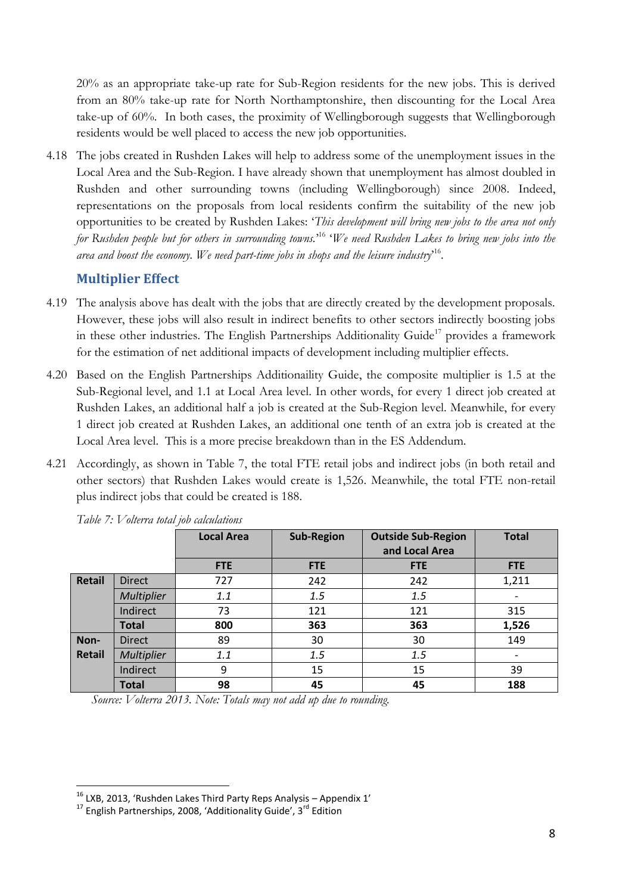20% as an appropriate take-up rate for Sub-Region residents for the new jobs. This is derived from an 80% take-up rate for North Northamptonshire, then discounting for the Local Area take-up of 60%. In both cases, the proximity of Wellingborough suggests that Wellingborough residents would be well placed to access the new job opportunities.

4.18 The jobs created in Rushden Lakes will help to address some of the unemployment issues in the Local Area and the Sub-Region. I have already shown that unemployment has almost doubled in Rushden and other surrounding towns (including Wellingborough) since 2008. Indeed, representations on the proposals from local residents confirm the suitability of the new job opportunities to be created by Rushden Lakes: '*This development will bring new jobs to the area not only for Rushden people but for others in surrounding towns.*'[16] '*We need Rushden Lakes to bring new jobs into the area and boost the economy. We need part-time jobs in shops and the leisure industry*'[16].

## Multiplier Effect

4.19 The analysis above has dealt with the jobs that are directly created by the development proposals. However, these jobs will also result in indirect benefits to other sectors indirectly boosting jobs in these other industries. The English Partnerships Additionality Guide[17] provides a framework for the estimation of net additional impacts of development including multiplier effects.

4.20 Based on the English Partnerships Additionaility Guide, the composite multiplier is 1.5 at the Sub-Regional level, and 1.1 at Local Area level. In other words, for every 1 direct job created at Rushden Lakes, an additional half a job is created at the Sub-Region level. Meanwhile, for every 1 direct job created at Rushden Lakes, an additional one tenth of an extra job is created at the Local Area level. This is a more precise breakdown than in the ES Addendum.

4.21 Accordingly, as shown in Table 7, the total FTE retail jobs and indirect jobs (in both retail and other sectors) that Rushden Lakes would create is 1,526. Meanwhile, the total FTE non-retail plus indirect jobs that could be created is 188.

*Table 7: Volterra total job calculations*

| | | Local Area | Sub-Region | Outside Sub-Region and Local Area | Total |
|---|---|---|---|---|---|
| | | **FTE** | **FTE** | **FTE** | **FTE** |
| **Retail** | Direct | 727 | 242 | 242 | 1,211 |
| | *Multiplier* | *1.1* | *1.5* | *1.5* | - |
| | Indirect | 73 | 121 | 121 | 315 |
| | **Total** | **800** | **363** | **363** | **1,526** |
| **Non-Retail** | Direct | 89 | 30 | 30 | 149 |
| | *Multiplier* | *1.1* | *1.5* | *1.5* | - |
| | Indirect | 9 | 15 | 15 | 39 |
| | **Total** | **98** | **45** | **45** | **188** |

*Source: Volterra 2013. Note: Totals may not add up due to rounding.*

[16] LXB, 2013, 'Rushden Lakes Third Party Reps Analysis – Appendix 1'
[17] English Partnerships, 2008, 'Additionality Guide', 3rd Edition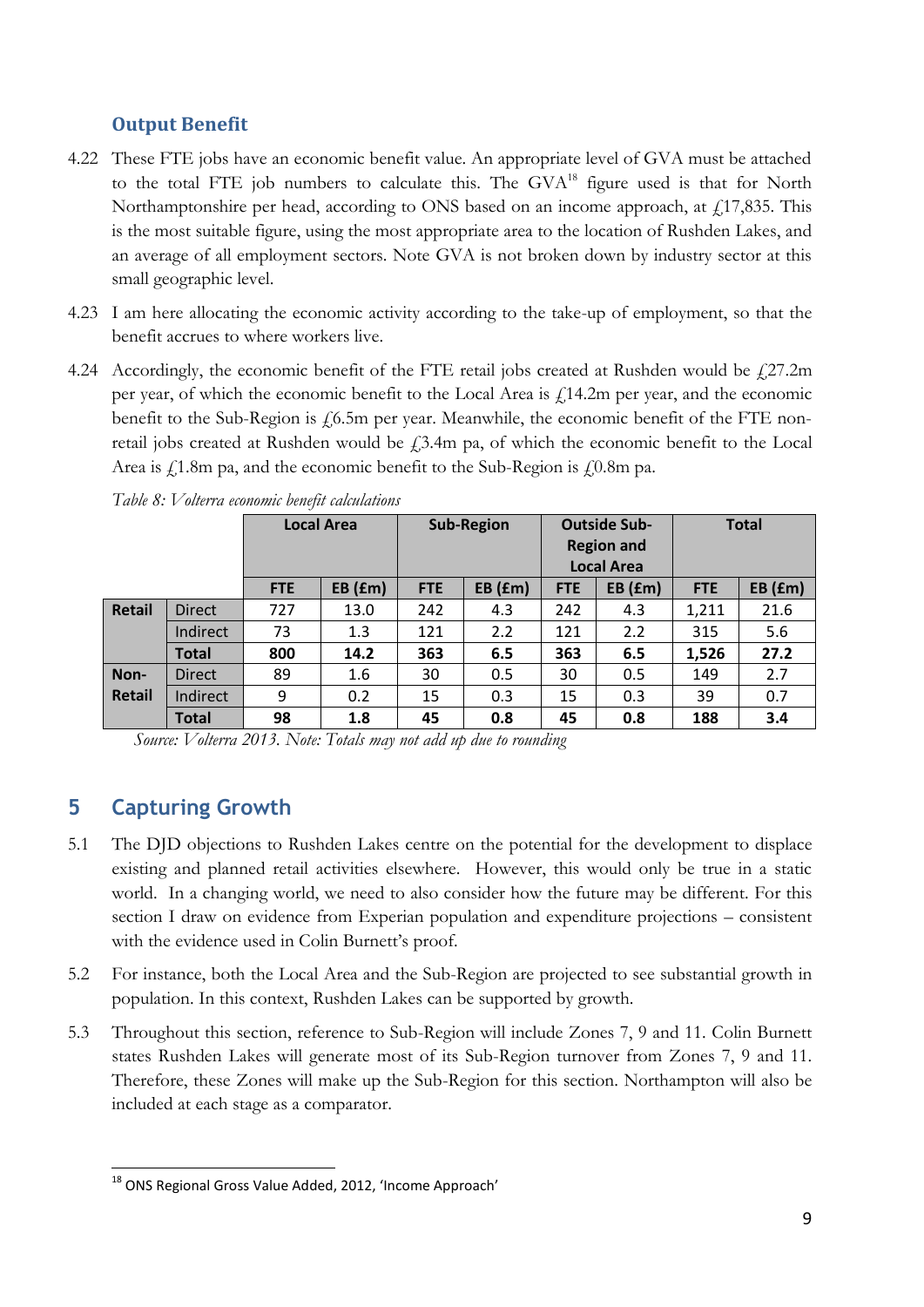### Output Benefit

4.22 These FTE jobs have an economic benefit value. An appropriate level of GVA must be attached to the total FTE job numbers to calculate this. The GVA[18] figure used is that for North Northamptonshire per head, according to ONS based on an income approach, at £17,835. This is the most suitable figure, using the most appropriate area to the location of Rushden Lakes, and an average of all employment sectors. Note GVA is not broken down by industry sector at this small geographic level.

4.23 I am here allocating the economic activity according to the take-up of employment, so that the benefit accrues to where workers live.

4.24 Accordingly, the economic benefit of the FTE retail jobs created at Rushden would be £27.2m per year, of which the economic benefit to the Local Area is £14.2m per year, and the economic benefit to the Sub-Region is £6.5m per year. Meanwhile, the economic benefit of the FTE non-retail jobs created at Rushden would be £3.4m pa, of which the economic benefit to the Local Area is £1.8m pa, and the economic benefit to the Sub-Region is £0.8m pa.

*Table 8: Volterra economic benefit calculations*

| | | Local Area | | Sub-Region | | Outside Sub-Region and Local Area | | Total | |
|---|---|---|---|---|---|---|---|---|---|
| | | FTE | EB (£m) | FTE | EB (£m) | FTE | EB (£m) | FTE | EB (£m) |
| **Retail** | Direct | 727 | 13.0 | 242 | 4.3 | 242 | 4.3 | 1,211 | 21.6 |
| | Indirect | 73 | 1.3 | 121 | 2.2 | 121 | 2.2 | 315 | 5.6 |
| | **Total** | **800** | **14.2** | **363** | **6.5** | **363** | **6.5** | **1,526** | **27.2** |
| **Non-Retail** | Direct | 89 | 1.6 | 30 | 0.5 | 30 | 0.5 | 149 | 2.7 |
| | Indirect | 9 | 0.2 | 15 | 0.3 | 15 | 0.3 | 39 | 0.7 |
| | **Total** | **98** | **1.8** | **45** | **0.8** | **45** | **0.8** | **188** | **3.4** |

*Source: Volterra 2013. Note: Totals may not add up due to rounding*

## 5 Capturing Growth

5.1 The DJD objections to Rushden Lakes centre on the potential for the development to displace existing and planned retail activities elsewhere. However, this would only be true in a static world. In a changing world, we need to also consider how the future may be different. For this section I draw on evidence from Experian population and expenditure projections – consistent with the evidence used in Colin Burnett's proof.

5.2 For instance, both the Local Area and the Sub-Region are projected to see substantial growth in population. In this context, Rushden Lakes can be supported by growth.

5.3 Throughout this section, reference to Sub-Region will include Zones 7, 9 and 11. Colin Burnett states Rushden Lakes will generate most of its Sub-Region turnover from Zones 7, 9 and 11. Therefore, these Zones will make up the Sub-Region for this section. Northampton will also be included at each stage as a comparator.

[18] ONS Regional Gross Value Added, 2012, 'Income Approach'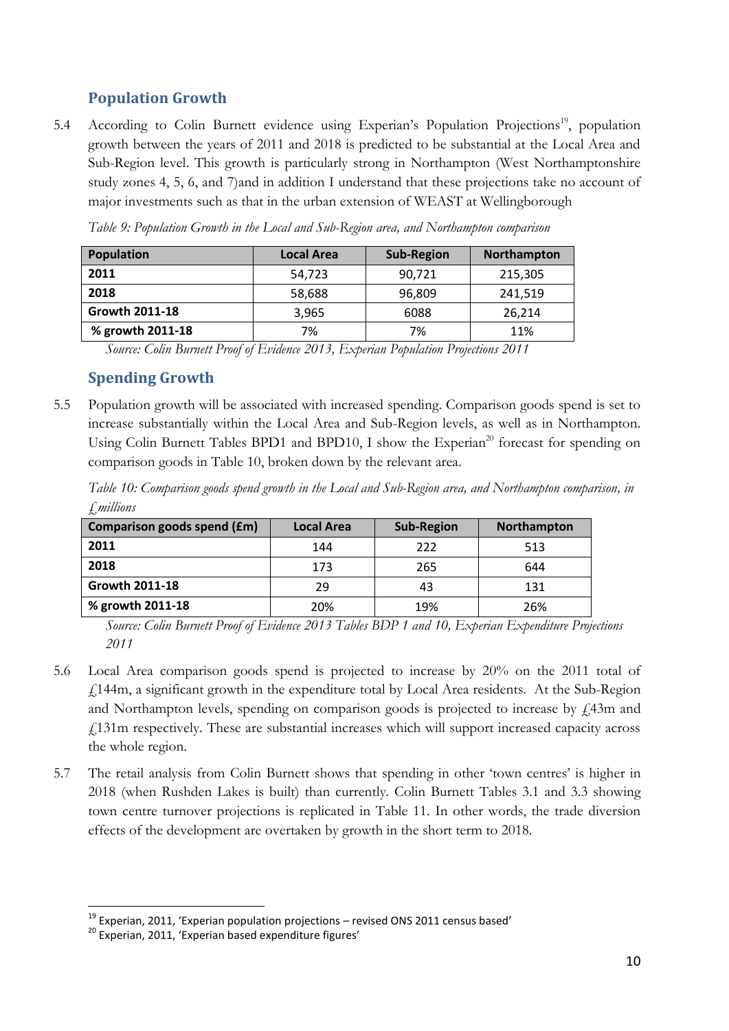## Population Growth

5.4 According to Colin Burnett evidence using Experian's Population Projections[19], population growth between the years of 2011 and 2018 is predicted to be substantial at the Local Area and Sub-Region level. This growth is particularly strong in Northampton (West Northamptonshire study zones 4, 5, 6, and 7)and in addition I understand that these projections take no account of major investments such as that in the urban extension of WEAST at Wellingborough

*Table 9: Population Growth in the Local and Sub-Region area, and Northampton comparison*

| Population | Local Area | Sub-Region | Northampton |
|---|---|---|---|
| **2011** | 54,723 | 90,721 | 215,305 |
| **2018** | 58,688 | 96,809 | 241,519 |
| **Growth 2011-18** | 3,965 | 6088 | 26,214 |
| **% growth 2011-18** | 7% | 7% | 11% |

*Source: Colin Burnett Proof of Evidence 2013, Experian Population Projections 2011*

## Spending Growth

5.5 Population growth will be associated with increased spending. Comparison goods spend is set to increase substantially within the Local Area and Sub-Region levels, as well as in Northampton. Using Colin Burnett Tables BPD1 and BPD10, I show the Experian[20] forecast for spending on comparison goods in Table 10, broken down by the relevant area.

*Table 10: Comparison goods spend growth in the Local and Sub-Region area, and Northampton comparison, in £millions*

| Comparison goods spend (£m) | Local Area | Sub-Region | Northampton |
|---|---|---|---|
| **2011** | 144 | 222 | 513 |
| **2018** | 173 | 265 | 644 |
| **Growth 2011-18** | 29 | 43 | 131 |
| **% growth 2011-18** | 20% | 19% | 26% |

*Source: Colin Burnett Proof of Evidence 2013 Tables BDP 1 and 10, Experian Expenditure Projections 2011*

5.6 Local Area comparison goods spend is projected to increase by 20% on the 2011 total of £144m, a significant growth in the expenditure total by Local Area residents. At the Sub-Region and Northampton levels, spending on comparison goods is projected to increase by £43m and £131m respectively. These are substantial increases which will support increased capacity across the whole region.

5.7 The retail analysis from Colin Burnett shows that spending in other 'town centres' is higher in 2018 (when Rushden Lakes is built) than currently. Colin Burnett Tables 3.1 and 3.3 showing town centre turnover projections is replicated in Table 11. In other words, the trade diversion effects of the development are overtaken by growth in the short term to 2018.

---

[19] Experian, 2011, 'Experian population projections – revised ONS 2011 census based'

[20] Experian, 2011, 'Experian based expenditure figures'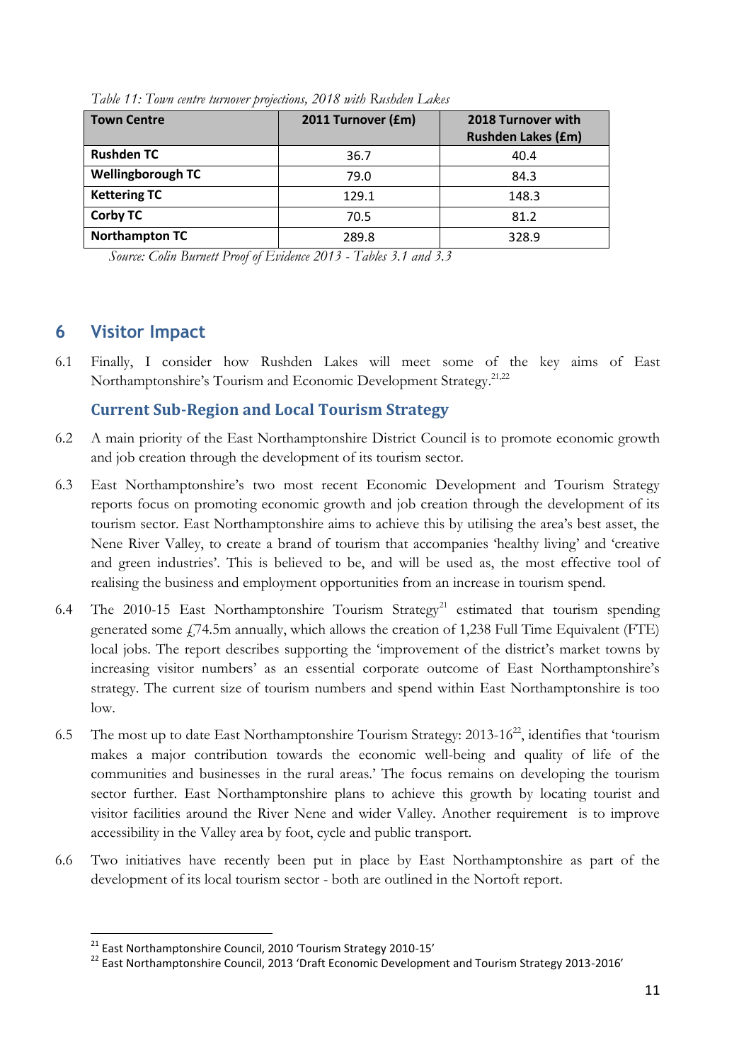*Table 11: Town centre turnover projections, 2018 with Rushden Lakes*

| Town Centre | 2011 Turnover (£m) | 2018 Turnover with Rushden Lakes (£m) |
|---|---|---|
| **Rushden TC** | 36.7 | 40.4 |
| **Wellingborough TC** | 79.0 | 84.3 |
| **Kettering TC** | 129.1 | 148.3 |
| **Corby TC** | 70.5 | 81.2 |
| **Northampton TC** | 289.8 | 328.9 |

*Source: Colin Burnett Proof of Evidence 2013 - Tables 3.1 and 3.3*

## 6 Visitor Impact

6.1 Finally, I consider how Rushden Lakes will meet some of the key aims of East Northamptonshire's Tourism and Economic Development Strategy.[21,22]

### Current Sub-Region and Local Tourism Strategy

6.2 A main priority of the East Northamptonshire District Council is to promote economic growth and job creation through the development of its tourism sector.

6.3 East Northamptonshire's two most recent Economic Development and Tourism Strategy reports focus on promoting economic growth and job creation through the development of its tourism sector. East Northamptonshire aims to achieve this by utilising the area's best asset, the Nene River Valley, to create a brand of tourism that accompanies 'healthy living' and 'creative and green industries'. This is believed to be, and will be used as, the most effective tool of realising the business and employment opportunities from an increase in tourism spend.

6.4 The 2010-15 East Northamptonshire Tourism Strategy[21] estimated that tourism spending generated some £74.5m annually, which allows the creation of 1,238 Full Time Equivalent (FTE) local jobs. The report describes supporting the 'improvement of the district's market towns by increasing visitor numbers' as an essential corporate outcome of East Northamptonshire's strategy. The current size of tourism numbers and spend within East Northamptonshire is too low.

6.5 The most up to date East Northamptonshire Tourism Strategy: 2013-16[22], identifies that 'tourism makes a major contribution towards the economic well-being and quality of life of the communities and businesses in the rural areas.' The focus remains on developing the tourism sector further. East Northamptonshire plans to achieve this growth by locating tourist and visitor facilities around the River Nene and wider Valley. Another requirement is to improve accessibility in the Valley area by foot, cycle and public transport.

6.6 Two initiatives have recently been put in place by East Northamptonshire as part of the development of its local tourism sector - both are outlined in the Nortoft report.

---

[21] East Northamptonshire Council, 2010 'Tourism Strategy 2010-15'

[22] East Northamptonshire Council, 2013 'Draft Economic Development and Tourism Strategy 2013-2016'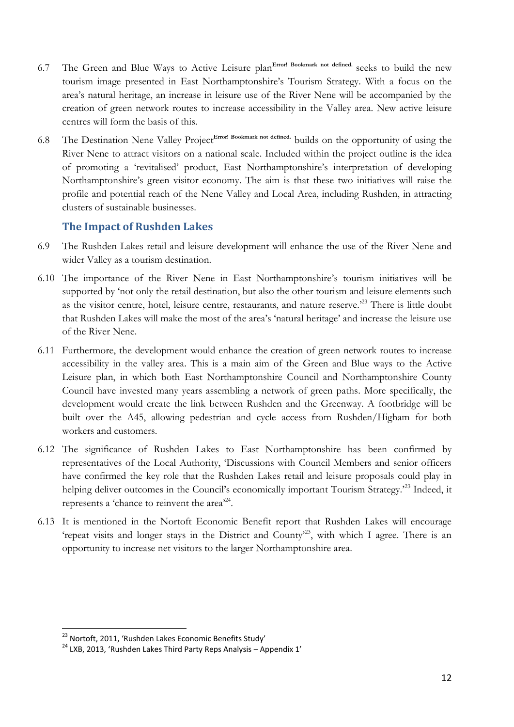6.7 The Green and Blue Ways to Active Leisure plan[Error! Bookmark not defined.] seeks to build the new tourism image presented in East Northamptonshire's Tourism Strategy. With a focus on the area's natural heritage, an increase in leisure use of the River Nene will be accompanied by the creation of green network routes to increase accessibility in the Valley area. New active leisure centres will form the basis of this.

6.8 The Destination Nene Valley Project[Error! Bookmark not defined.] builds on the opportunity of using the River Nene to attract visitors on a national scale. Included within the project outline is the idea of promoting a 'revitalised' product, East Northamptonshire's interpretation of developing Northamptonshire's green visitor economy. The aim is that these two initiatives will raise the profile and potential reach of the Nene Valley and Local Area, including Rushden, in attracting clusters of sustainable businesses.

## The Impact of Rushden Lakes

6.9 The Rushden Lakes retail and leisure development will enhance the use of the River Nene and wider Valley as a tourism destination.

6.10 The importance of the River Nene in East Northamptonshire's tourism initiatives will be supported by 'not only the retail destination, but also the other tourism and leisure elements such as the visitor centre, hotel, leisure centre, restaurants, and nature reserve.'[23] There is little doubt that Rushden Lakes will make the most of the area's 'natural heritage' and increase the leisure use of the River Nene.

6.11 Furthermore, the development would enhance the creation of green network routes to increase accessibility in the valley area. This is a main aim of the Green and Blue ways to the Active Leisure plan, in which both East Northamptonshire Council and Northamptonshire County Council have invested many years assembling a network of green paths. More specifically, the development would create the link between Rushden and the Greenway. A footbridge will be built over the A45, allowing pedestrian and cycle access from Rushden/Higham for both workers and customers.

6.12 The significance of Rushden Lakes to East Northamptonshire has been confirmed by representatives of the Local Authority, 'Discussions with Council Members and senior officers have confirmed the key role that the Rushden Lakes retail and leisure proposals could play in helping deliver outcomes in the Council's economically important Tourism Strategy.'[23] Indeed, it represents a 'chance to reinvent the area'[24].

6.13 It is mentioned in the Nortoft Economic Benefit report that Rushden Lakes will encourage 'repeat visits and longer stays in the District and County'[23], with which I agree. There is an opportunity to increase net visitors to the larger Northamptonshire area.

---

[23] Nortoft, 2011, 'Rushden Lakes Economic Benefits Study'

[24] LXB, 2013, 'Rushden Lakes Third Party Reps Analysis – Appendix 1'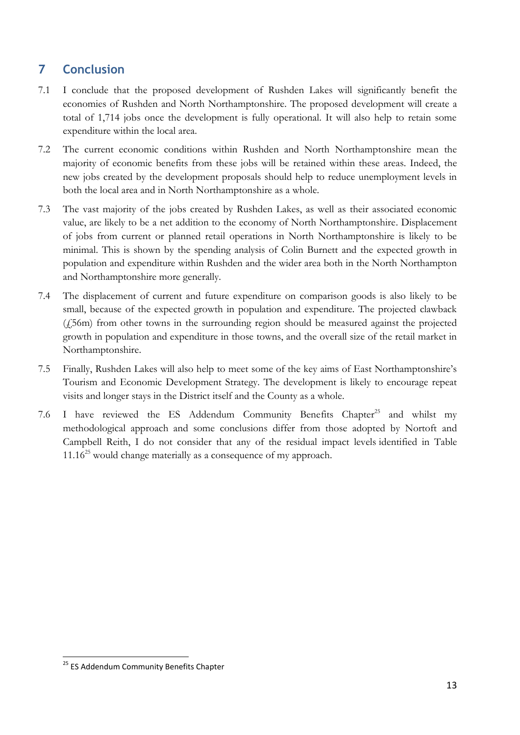## 7 Conclusion

7.1 I conclude that the proposed development of Rushden Lakes will significantly benefit the economies of Rushden and North Northamptonshire. The proposed development will create a total of 1,714 jobs once the development is fully operational. It will also help to retain some expenditure within the local area.

7.2 The current economic conditions within Rushden and North Northamptonshire mean the majority of economic benefits from these jobs will be retained within these areas. Indeed, the new jobs created by the development proposals should help to reduce unemployment levels in both the local area and in North Northamptonshire as a whole.

7.3 The vast majority of the jobs created by Rushden Lakes, as well as their associated economic value, are likely to be a net addition to the economy of North Northamptonshire. Displacement of jobs from current or planned retail operations in North Northamptonshire is likely to be minimal. This is shown by the spending analysis of Colin Burnett and the expected growth in population and expenditure within Rushden and the wider area both in the North Northampton and Northamptonshire more generally.

7.4 The displacement of current and future expenditure on comparison goods is also likely to be small, because of the expected growth in population and expenditure. The projected clawback (£56m) from other towns in the surrounding region should be measured against the projected growth in population and expenditure in those towns, and the overall size of the retail market in Northamptonshire.

7.5 Finally, Rushden Lakes will also help to meet some of the key aims of East Northamptonshire's Tourism and Economic Development Strategy. The development is likely to encourage repeat visits and longer stays in the District itself and the County as a whole.

7.6 I have reviewed the ES Addendum Community Benefits Chapter[25] and whilst my methodological approach and some conclusions differ from those adopted by Nortoft and Campbell Reith, I do not consider that any of the residual impact levels identified in Table 11.16[25] would change materially as a consequence of my approach.

---

[25] ES Addendum Community Benefits Chapter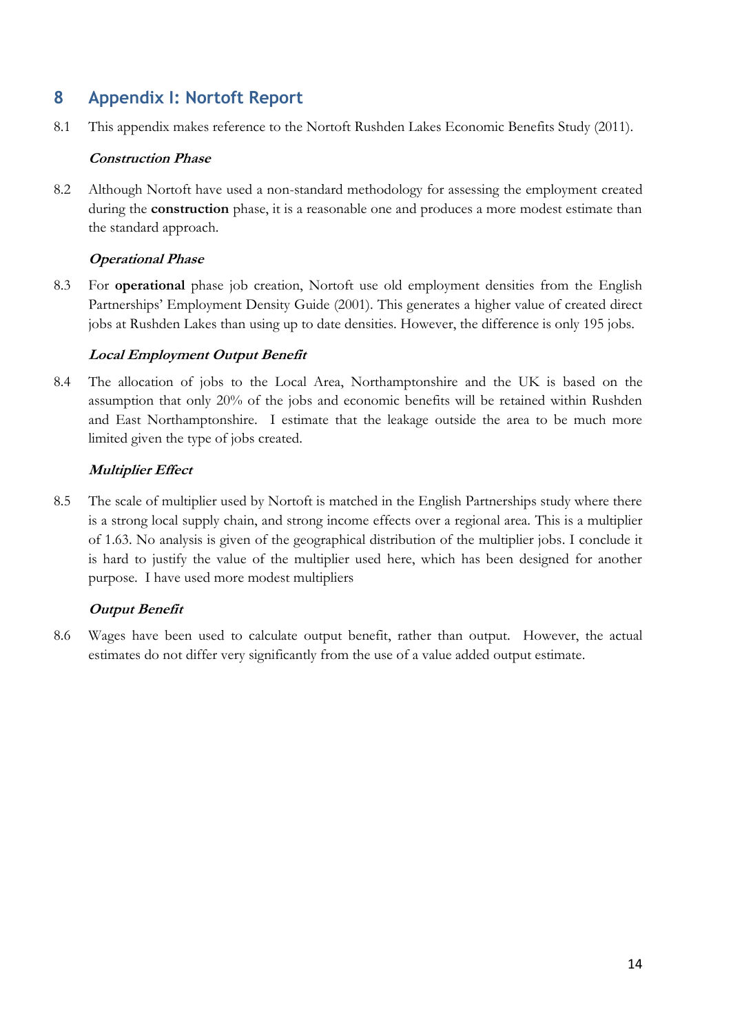## 8 Appendix I: Nortoft Report

8.1 This appendix makes reference to the Nortoft Rushden Lakes Economic Benefits Study (2011).

***Construction Phase***

8.2 Although Nortoft have used a non-standard methodology for assessing the employment created during the **construction** phase, it is a reasonable one and produces a more modest estimate than the standard approach.

***Operational Phase***

8.3 For **operational** phase job creation, Nortoft use old employment densities from the English Partnerships' Employment Density Guide (2001). This generates a higher value of created direct jobs at Rushden Lakes than using up to date densities. However, the difference is only 195 jobs.

***Local Employment Output Benefit***

8.4 The allocation of jobs to the Local Area, Northamptonshire and the UK is based on the assumption that only 20% of the jobs and economic benefits will be retained within Rushden and East Northamptonshire. I estimate that the leakage outside the area to be much more limited given the type of jobs created.

***Multiplier Effect***

8.5 The scale of multiplier used by Nortoft is matched in the English Partnerships study where there is a strong local supply chain, and strong income effects over a regional area. This is a multiplier of 1.63. No analysis is given of the geographical distribution of the multiplier jobs. I conclude it is hard to justify the value of the multiplier used here, which has been designed for another purpose. I have used more modest multipliers

***Output Benefit***

8.6 Wages have been used to calculate output benefit, rather than output. However, the actual estimates do not differ very significantly from the use of a value added output estimate.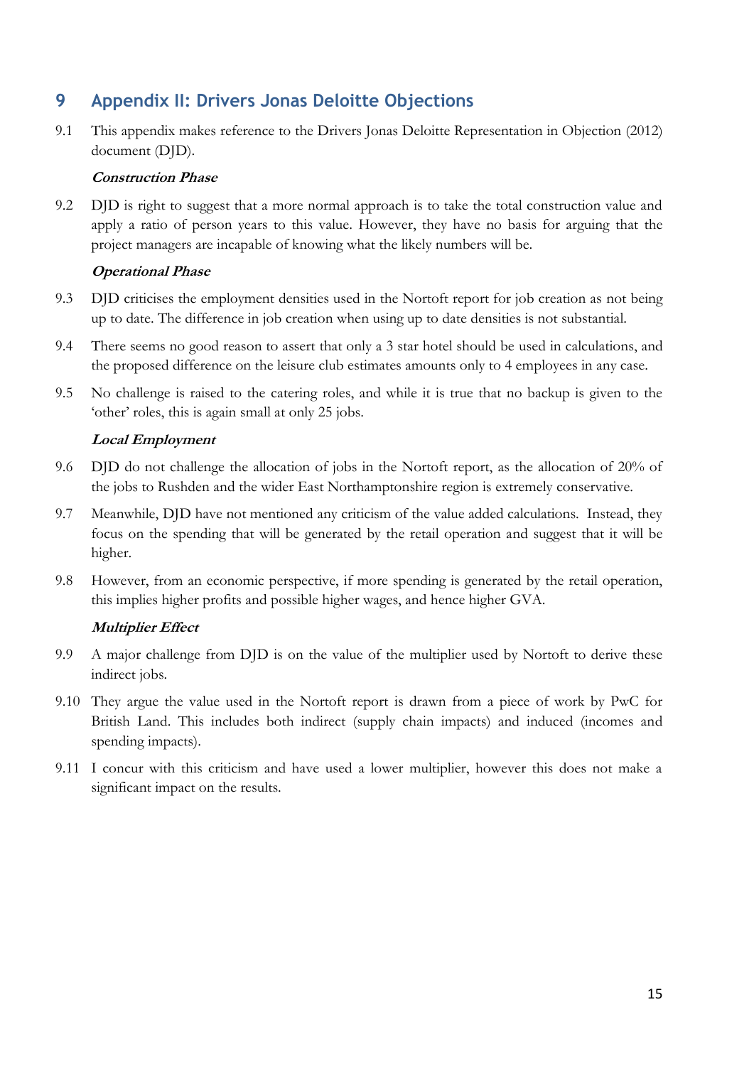## 9 Appendix II: Drivers Jonas Deloitte Objections

9.1 This appendix makes reference to the Drivers Jonas Deloitte Representation in Objection (2012) document (DJD).

***Construction Phase***

9.2 DJD is right to suggest that a more normal approach is to take the total construction value and apply a ratio of person years to this value. However, they have no basis for arguing that the project managers are incapable of knowing what the likely numbers will be.

***Operational Phase***

9.3 DJD criticises the employment densities used in the Nortoft report for job creation as not being up to date. The difference in job creation when using up to date densities is not substantial.

9.4 There seems no good reason to assert that only a 3 star hotel should be used in calculations, and the proposed difference on the leisure club estimates amounts only to 4 employees in any case.

9.5 No challenge is raised to the catering roles, and while it is true that no backup is given to the 'other' roles, this is again small at only 25 jobs.

***Local Employment***

9.6 DJD do not challenge the allocation of jobs in the Nortoft report, as the allocation of 20% of the jobs to Rushden and the wider East Northamptonshire region is extremely conservative.

9.7 Meanwhile, DJD have not mentioned any criticism of the value added calculations. Instead, they focus on the spending that will be generated by the retail operation and suggest that it will be higher.

9.8 However, from an economic perspective, if more spending is generated by the retail operation, this implies higher profits and possible higher wages, and hence higher GVA.

***Multiplier Effect***

9.9 A major challenge from DJD is on the value of the multiplier used by Nortoft to derive these indirect jobs.

9.10 They argue the value used in the Nortoft report is drawn from a piece of work by PwC for British Land. This includes both indirect (supply chain impacts) and induced (incomes and spending impacts).

9.11 I concur with this criticism and have used a lower multiplier, however this does not make a significant impact on the results.